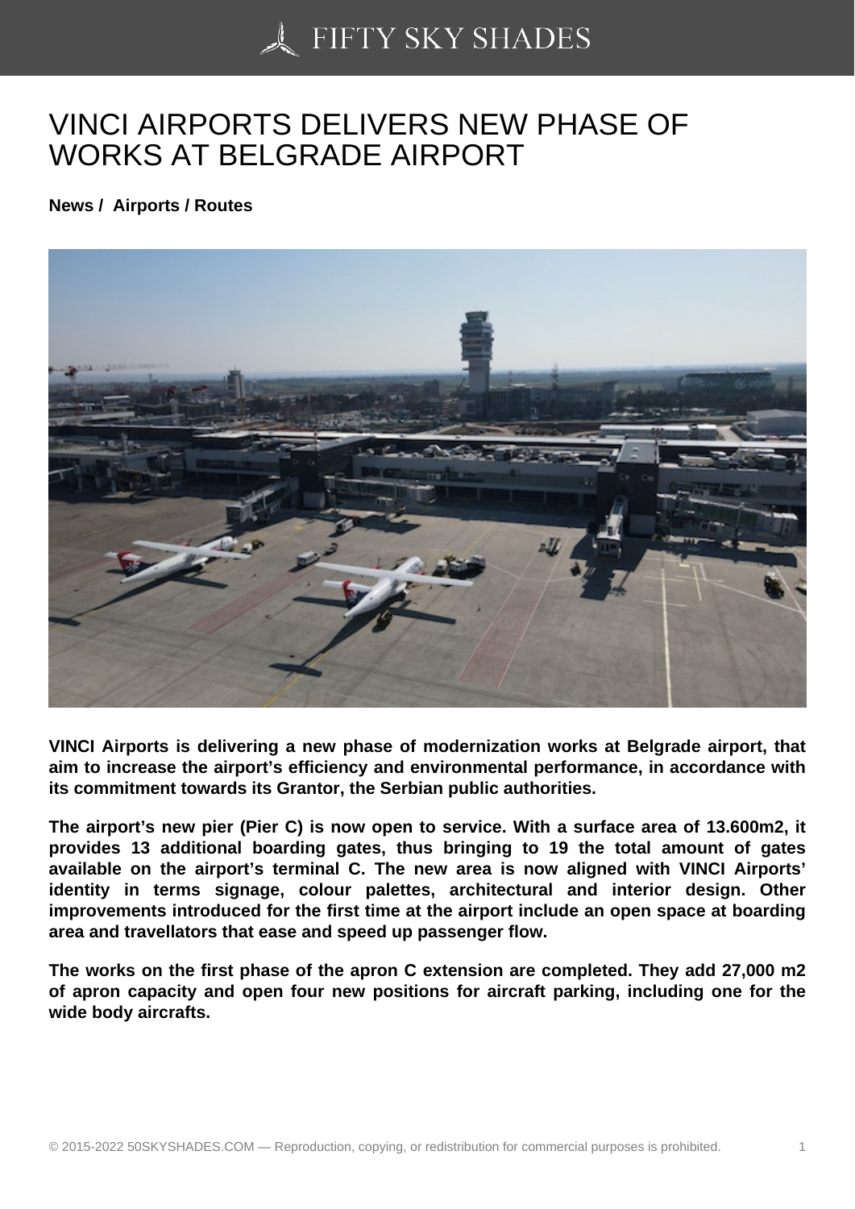# VINCI AIRPORTS DELIVERS NEW PHASE OF WORKS AT BELGRADE AIRPORT

**News / Airports / Routes**

**VINCI Airports is delivering a new phase of modernization works at Belgrade airport, that aim to increase the airport's efficiency and environmental performance, in accordance with its commitment towards its Grantor, the Serbian public authorities.**

**The airport's new pier (Pier C) is now open to service. With a surface area of 13.600m2, it provides 13 additional boarding gates, thus bringing to 19 the total amount of gates available on the airport's terminal C. The new area is now aligned with VINCI Airports' identity in terms signage, colour palettes, architectural and interior design. Other improvements introduced for the first time at the airport include an open space at boarding area and travellators that ease and speed up passenger flow.**

**The works on the first phase of the apron C extension are completed. They add 27,000 m2 of apron capacity and open four new positions for aircraft parking, including one for the wide body aircrafts.**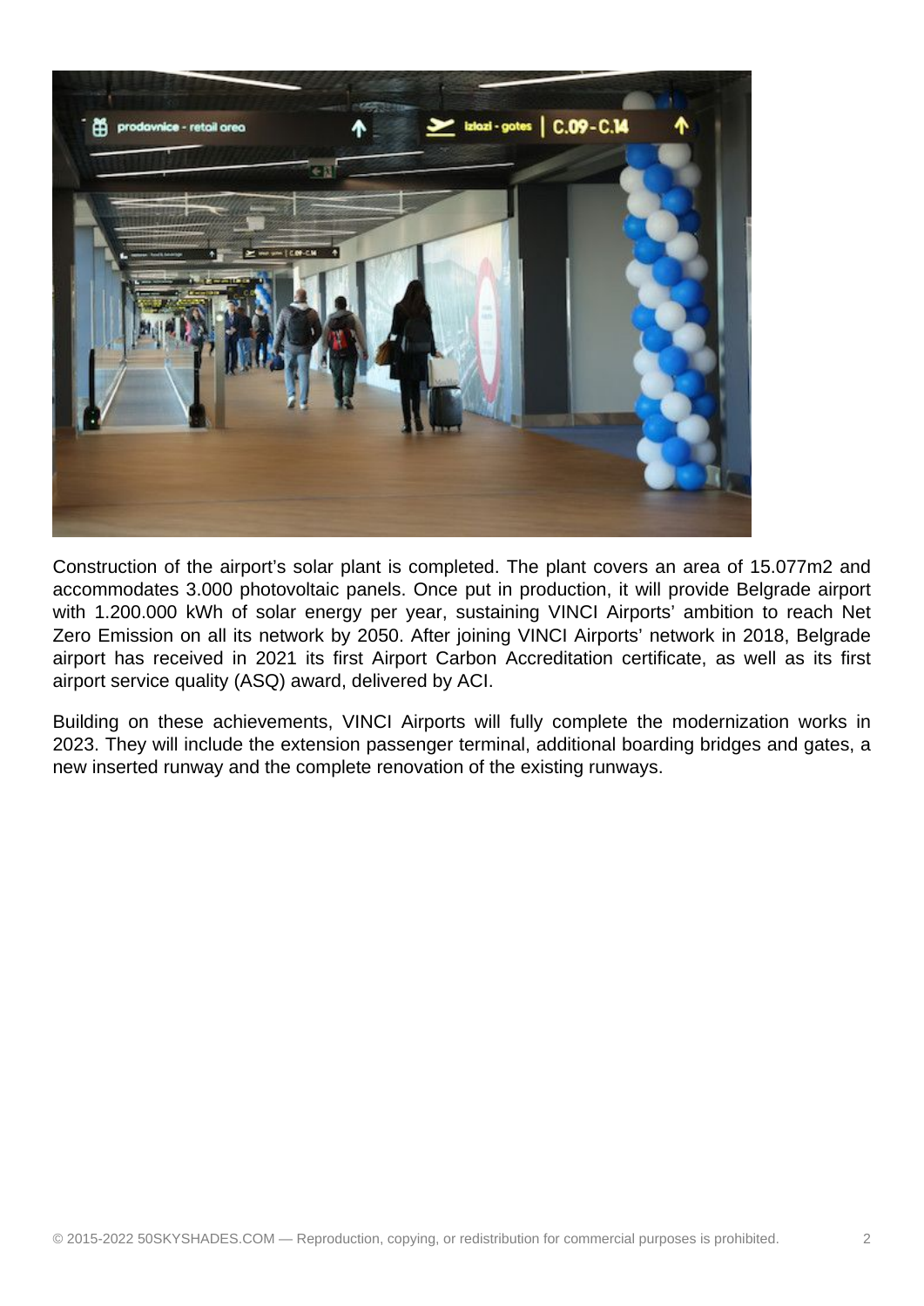Construction of the airport's solar plant is completed. The plant covers an area of 15.077m2 and accommodates 3.000 photovoltaic panels. Once put in production, it will provide Belgrade airport with 1.200.000 kWh of solar energy per year, sustaining VINCI Airports' ambition to reach Net Zero Emission on all its network by 2050. After joining VINCI Airports' network in 2018, Belgrade airport has received in 2021 its first Airport Carbon Accreditation certificate, as well as its first airport service quality (ASQ) award, delivered by ACI.

Building on these achievements, VINCI Airports will fully complete the modernization works in 2023. They will include the extension passenger terminal, additional boarding bridges and gates, a new inserted runway and the complete renovation of the existing runways.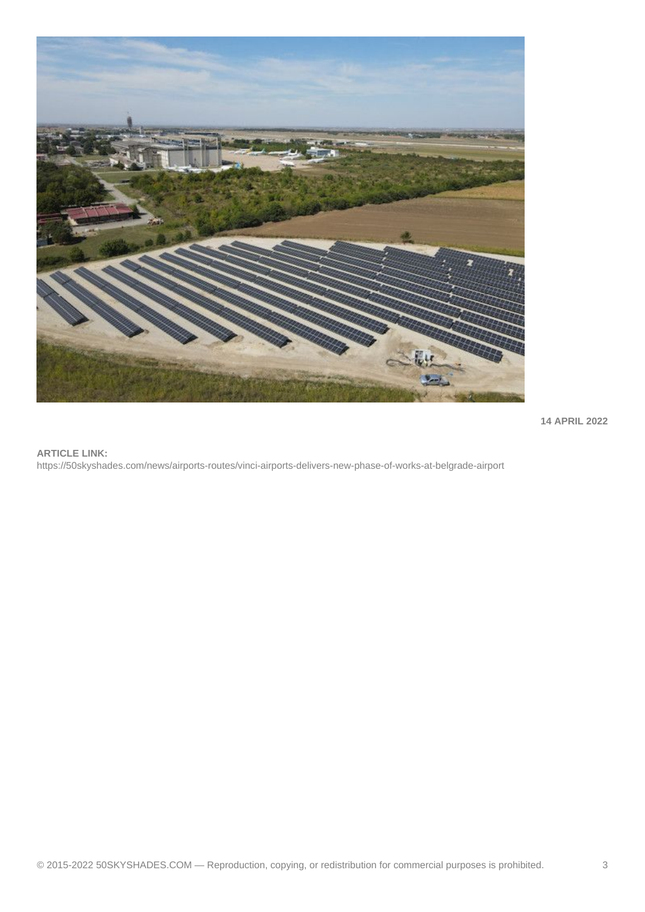**14 APRIL 2022**

**ARTICLE LINK:**
https://50skyshades.com/news/airports-routes/vinci-airports-delivers-new-phase-of-works-at-belgrade-airport